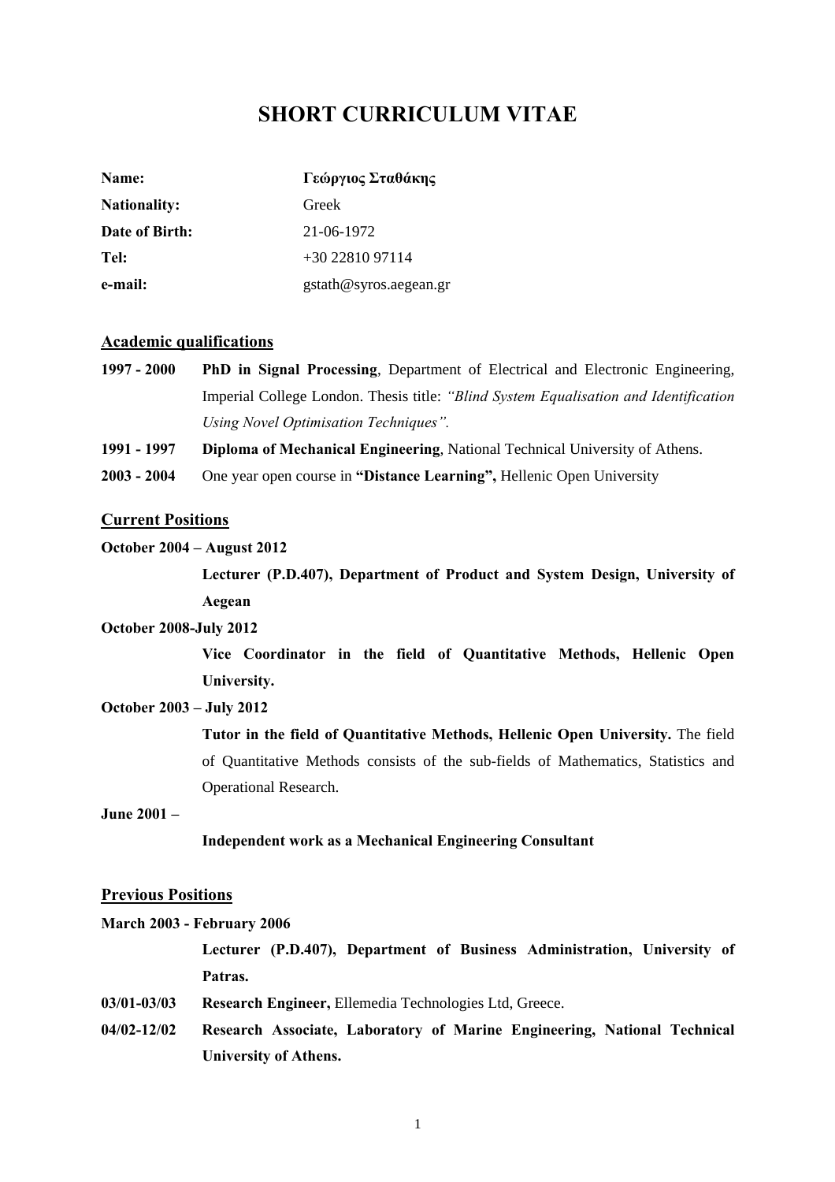# SHORT CURRICULUM VITAE

| | |
|---|---|
| **Name:** | **Γεώργιος Σταθάκης** |
| **Nationality:** | Greek |
| **Date of Birth:** | 21-06-1972 |
| **Tel:** | +30 22810 97114 |
| **e-mail:** | gstath@syros.aegean.gr |

## Academic qualifications

**1997 - 2000** **PhD in Signal Processing**, Department of Electrical and Electronic Engineering, Imperial College London. Thesis title: *"Blind System Equalisation and Identification Using Novel Optimisation Techniques".*

**1991 - 1997** **Diploma of Mechanical Engineering**, National Technical University of Athens.

**2003 - 2004** One year open course in **"Distance Learning",** Hellenic Open University

## Current Positions

**October 2004 – August 2012**

**Lecturer (P.D.407), Department of Product and System Design, University of Aegean**

**October 2008-July 2012**

**Vice Coordinator in the field of Quantitative Methods, Hellenic Open University.**

**October 2003 – July 2012**

**Tutor in the field of Quantitative Methods, Hellenic Open University.** The field of Quantitative Methods consists of the sub-fields of Mathematics, Statistics and Operational Research.

**June 2001 –**

**Independent work as a Mechanical Engineering Consultant**

## Previous Positions

**March 2003 - February 2006**

**Lecturer (P.D.407), Department of Business Administration, University of Patras.**

**03/01-03/03** **Research Engineer,** Ellemedia Technologies Ltd, Greece.

**04/02-12/02** **Research Associate, Laboratory of Marine Engineering, National Technical University of Athens.**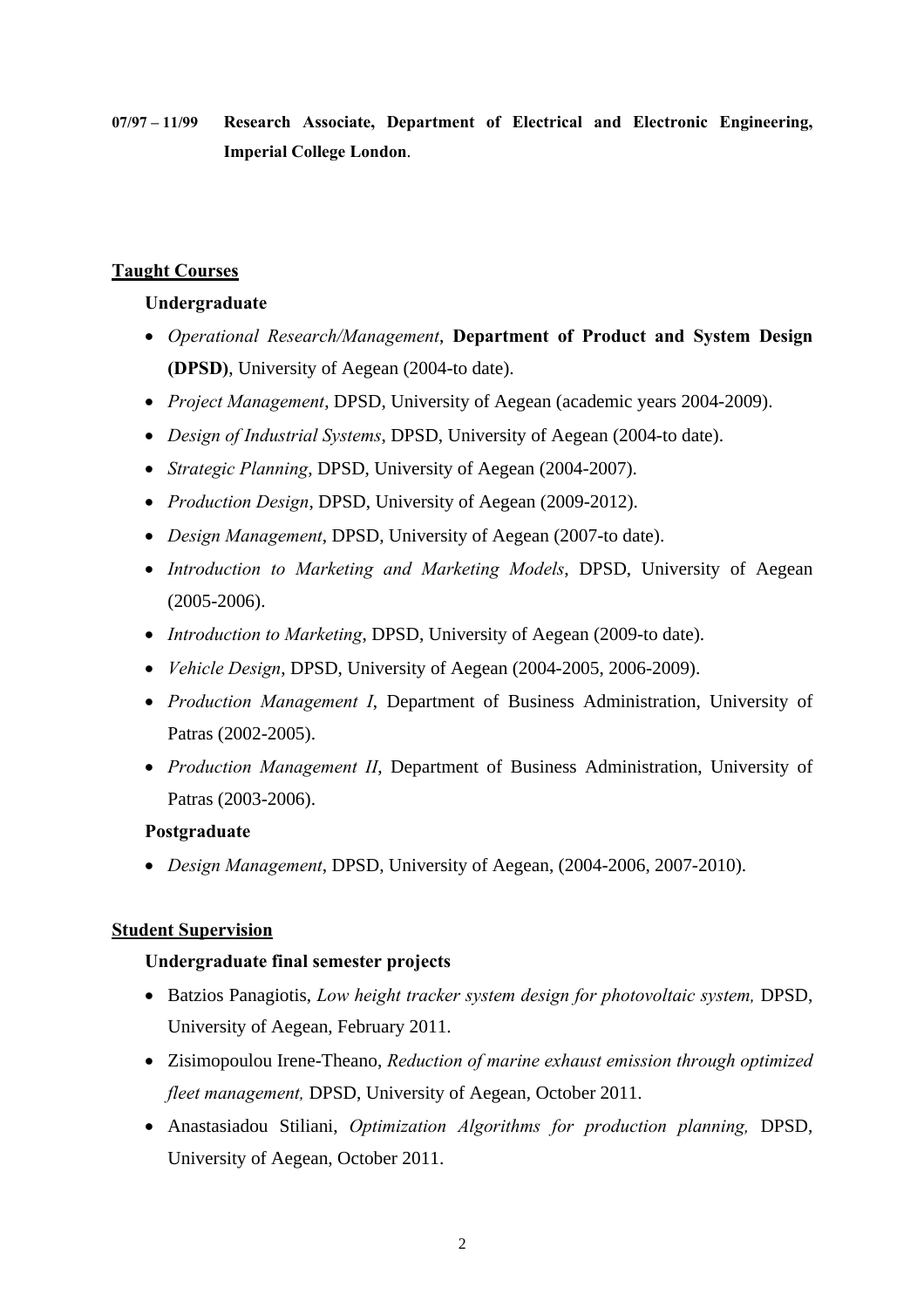**07/97 – 11/99** **Research Associate, Department of Electrical and Electronic Engineering, Imperial College London**.

## Taught Courses

### Undergraduate

- *Operational Research/Management*, **Department of Product and System Design (DPSD)**, University of Aegean (2004-to date).
- *Project Management*, DPSD, University of Aegean (academic years 2004-2009).
- *Design of Industrial Systems*, DPSD, University of Aegean (2004-to date).
- *Strategic Planning*, DPSD, University of Aegean (2004-2007).
- *Production Design*, DPSD, University of Aegean (2009-2012).
- *Design Management*, DPSD, University of Aegean (2007-to date).
- *Introduction to Marketing and Marketing Models*, DPSD, University of Aegean (2005-2006).
- *Introduction to Marketing*, DPSD, University of Aegean (2009-to date).
- *Vehicle Design*, DPSD, University of Aegean (2004-2005, 2006-2009).
- *Production Management I*, Department of Business Administration, University of Patras (2002-2005).
- *Production Management II*, Department of Business Administration, University of Patras (2003-2006).

### Postgraduate

- *Design Management*, DPSD, University of Aegean, (2004-2006, 2007-2010).

## Student Supervision

### Undergraduate final semester projects

- Batzios Panagiotis, *Low height tracker system design for photovoltaic system,* DPSD, University of Aegean, February 2011.
- Zisimopoulou Irene-Theano, *Reduction of marine exhaust emission through optimized fleet management,* DPSD, University of Aegean, October 2011.
- Anastasiadou Stiliani, *Optimization Algorithms for production planning,* DPSD, University of Aegean, October 2011.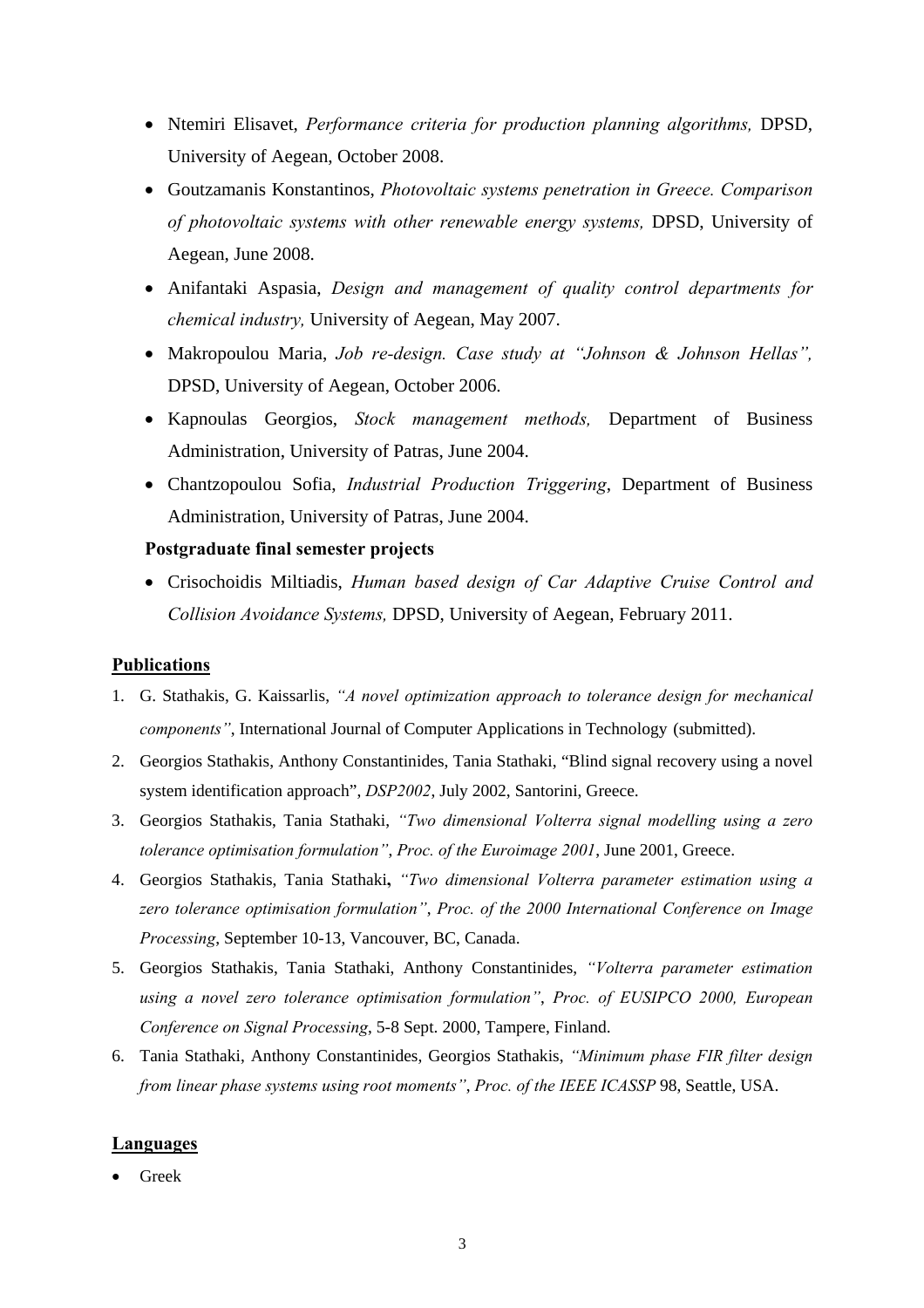- Ntemiri Elisavet, *Performance criteria for production planning algorithms,* DPSD, University of Aegean, October 2008.
- Goutzamanis Konstantinos, *Photovoltaic systems penetration in Greece. Comparison of photovoltaic systems with other renewable energy systems,* DPSD, University of Aegean, June 2008.
- Anifantaki Aspasia, *Design and management of quality control departments for chemical industry,* University of Aegean, May 2007.
- Makropoulou Maria, *Job re-design. Case study at "Johnson & Johnson Hellas",* DPSD, University of Aegean, October 2006.
- Kapnoulas Georgios, *Stock management methods,* Department of Business Administration, University of Patras, June 2004.
- Chantzopoulou Sofia, *Industrial Production Triggering*, Department of Business Administration, University of Patras, June 2004.

**Postgraduate final semester projects**

- Crisochoidis Miltiadis, *Human based design of Car Adaptive Cruise Control and Collision Avoidance Systems,* DPSD, University of Aegean, February 2011.

## Publications

1. G. Stathakis, G. Kaissarlis, *"A novel optimization approach to tolerance design for mechanical components"*, International Journal of Computer Applications in Technology (submitted).
2. Georgios Stathakis, Anthony Constantinides, Tania Stathaki, "Blind signal recovery using a novel system identification approach", *DSP2002*, July 2002, Santorini, Greece.
3. Georgios Stathakis, Tania Stathaki, *"Two dimensional Volterra signal modelling using a zero tolerance optimisation formulation"*, *Proc. of the Euroimage 2001*, June 2001, Greece.
4. Georgios Stathakis, Tania Stathaki**,** *"Two dimensional Volterra parameter estimation using a zero tolerance optimisation formulation"*, *Proc. of the 2000 International Conference on Image Processing*, September 10-13, Vancouver, BC, Canada.
5. Georgios Stathakis, Tania Stathaki, Anthony Constantinides, *"Volterra parameter estimation using a novel zero tolerance optimisation formulation"*, *Proc. of EUSIPCO 2000, European Conference on Signal Processing*, 5-8 Sept. 2000, Tampere, Finland.
6. Tania Stathaki, Anthony Constantinides, Georgios Stathakis, *"Minimum phase FIR filter design from linear phase systems using root moments"*, *Proc. of the IEEE ICASSP* 98, Seattle, USA.

## Languages

- Greek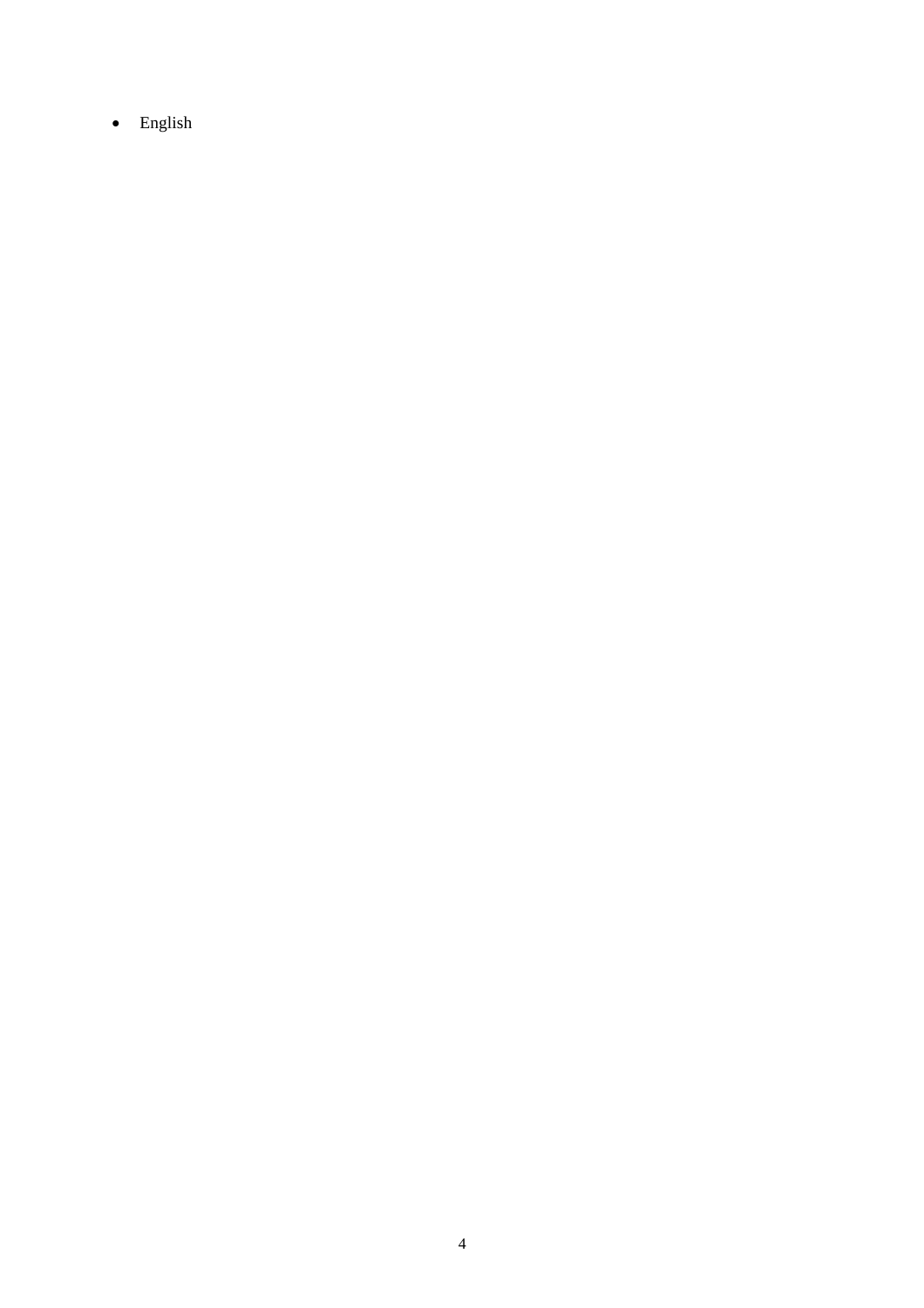- English